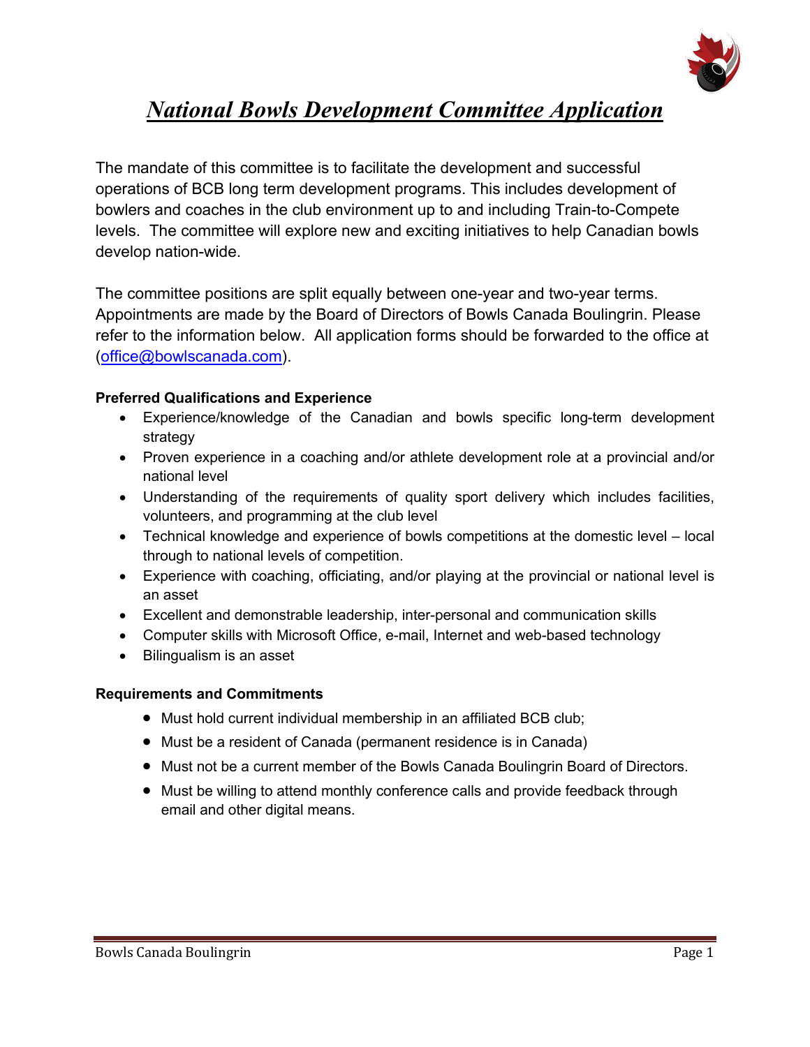# *National Bowls Development Committee Application*

The mandate of this committee is to facilitate the development and successful operations of BCB long term development programs. This includes development of bowlers and coaches in the club environment up to and including Train-to-Compete levels. The committee will explore new and exciting initiatives to help Canadian bowls develop nation-wide.

The committee positions are split equally between one-year and two-year terms. Appointments are made by the Board of Directors of Bowls Canada Boulingrin. Please refer to the information below. All application forms should be forwarded to the office at ([office@bowlscanada.com](mailto:office@bowlscanada.com)).

**Preferred Qualifications and Experience**

- Experience/knowledge of the Canadian and bowls specific long-term development strategy
- Proven experience in a coaching and/or athlete development role at a provincial and/or national level
- Understanding of the requirements of quality sport delivery which includes facilities, volunteers, and programming at the club level
- Technical knowledge and experience of bowls competitions at the domestic level – local through to national levels of competition.
- Experience with coaching, officiating, and/or playing at the provincial or national level is an asset
- Excellent and demonstrable leadership, inter-personal and communication skills
- Computer skills with Microsoft Office, e-mail, Internet and web-based technology
- Bilingualism is an asset

**Requirements and Commitments**

- Must hold current individual membership in an affiliated BCB club;
- Must be a resident of Canada (permanent residence is in Canada)
- Must not be a current member of the Bowls Canada Boulingrin Board of Directors.
- Must be willing to attend monthly conference calls and provide feedback through email and other digital means.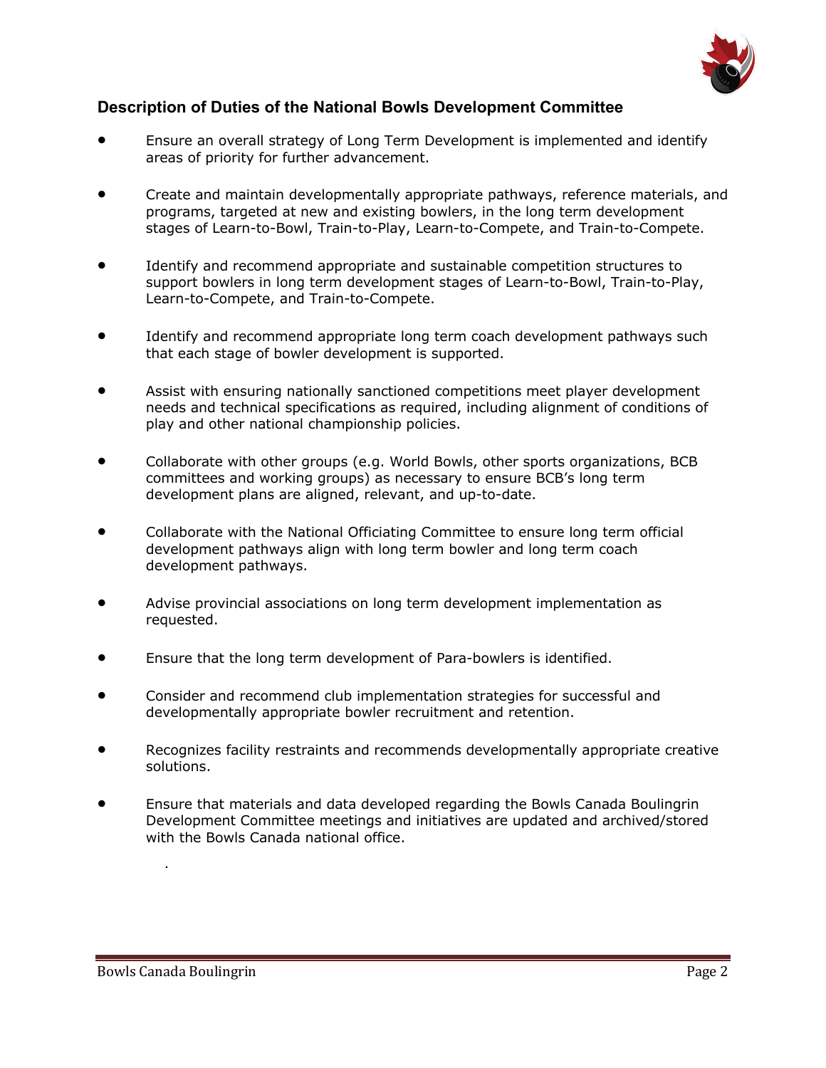### Description of Duties of the National Bowls Development Committee

- Ensure an overall strategy of Long Term Development is implemented and identify areas of priority for further advancement.
- Create and maintain developmentally appropriate pathways, reference materials, and programs, targeted at new and existing bowlers, in the long term development stages of Learn-to-Bowl, Train-to-Play, Learn-to-Compete, and Train-to-Compete.
- Identify and recommend appropriate and sustainable competition structures to support bowlers in long term development stages of Learn-to-Bowl, Train-to-Play, Learn-to-Compete, and Train-to-Compete.
- Identify and recommend appropriate long term coach development pathways such that each stage of bowler development is supported.
- Assist with ensuring nationally sanctioned competitions meet player development needs and technical specifications as required, including alignment of conditions of play and other national championship policies.
- Collaborate with other groups (e.g. World Bowls, other sports organizations, BCB committees and working groups) as necessary to ensure BCB's long term development plans are aligned, relevant, and up-to-date.
- Collaborate with the National Officiating Committee to ensure long term official development pathways align with long term bowler and long term coach development pathways.
- Advise provincial associations on long term development implementation as requested.
- Ensure that the long term development of Para-bowlers is identified.
- Consider and recommend club implementation strategies for successful and developmentally appropriate bowler recruitment and retention.
- Recognizes facility restraints and recommends developmentally appropriate creative solutions.
- Ensure that materials and data developed regarding the Bowls Canada Boulingrin Development Committee meetings and initiatives are updated and archived/stored with the Bowls Canada national office.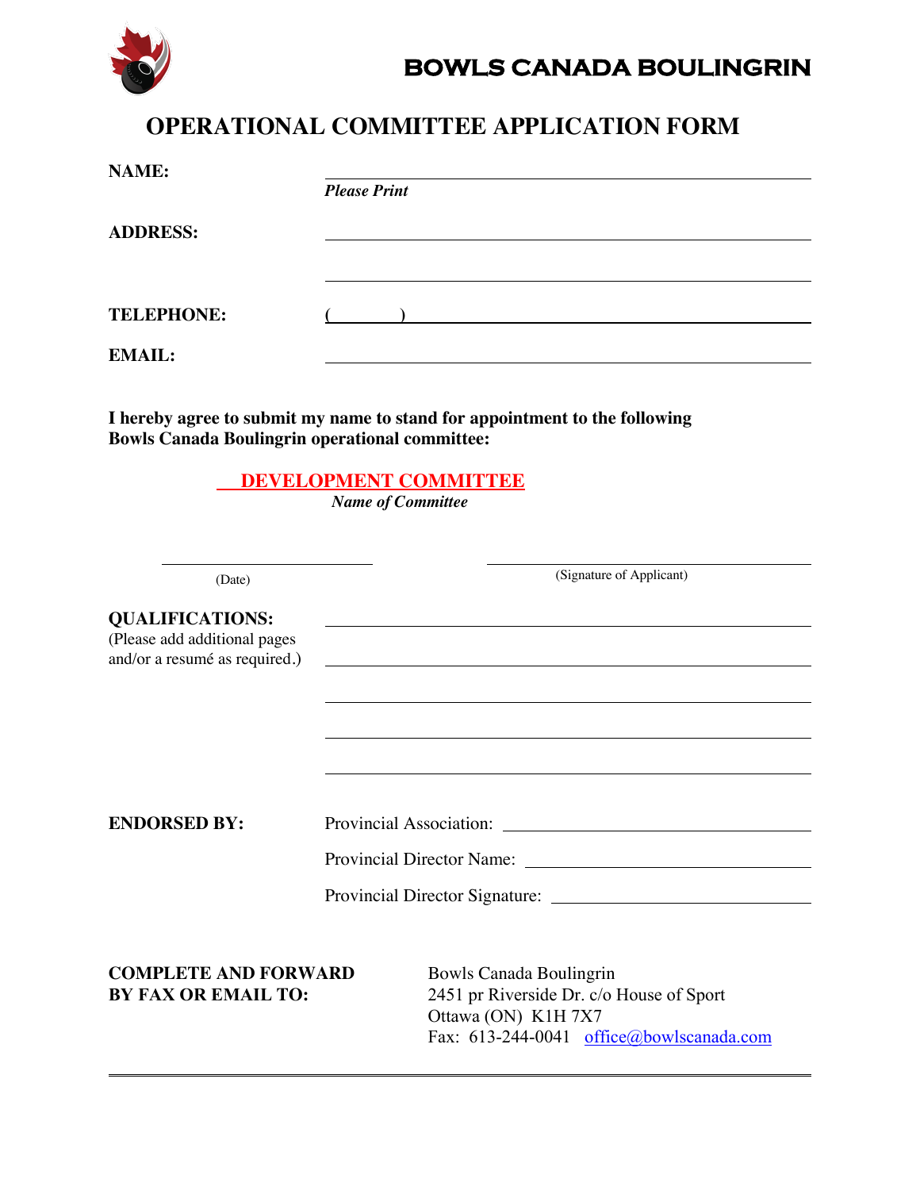**BOWLS CANADA BOULINGRIN**

# OPERATIONAL COMMITTEE APPLICATION FORM

**NAME:** ______________________________
*Please Print*

**ADDRESS:** ______________________________

______________________________

**TELEPHONE:** (        ) ______________________________

**EMAIL:** ______________________________

**I hereby agree to submit my name to stand for appointment to the following Bowls Canada Boulingrin operational committee:**

**DEVELOPMENT COMMITTEE**
*Name of Committee*

______________________ (Date)    ______________________ (Signature of Applicant)

**QUALIFICATIONS:** ______________________________
(Please add additional pages and/or a resumé as required.)

______________________________

______________________________

______________________________

______________________________

**ENDORSED BY:** Provincial Association: ______________________________

Provincial Director Name: ______________________________

Provincial Director Signature: ______________________________

**COMPLETE AND FORWARD BY FAX OR EMAIL TO:**

Bowls Canada Boulingrin
2451 pr Riverside Dr. c/o House of Sport
Ottawa (ON) K1H 7X7
Fax: 613-244-0041 office@bowlscanada.com